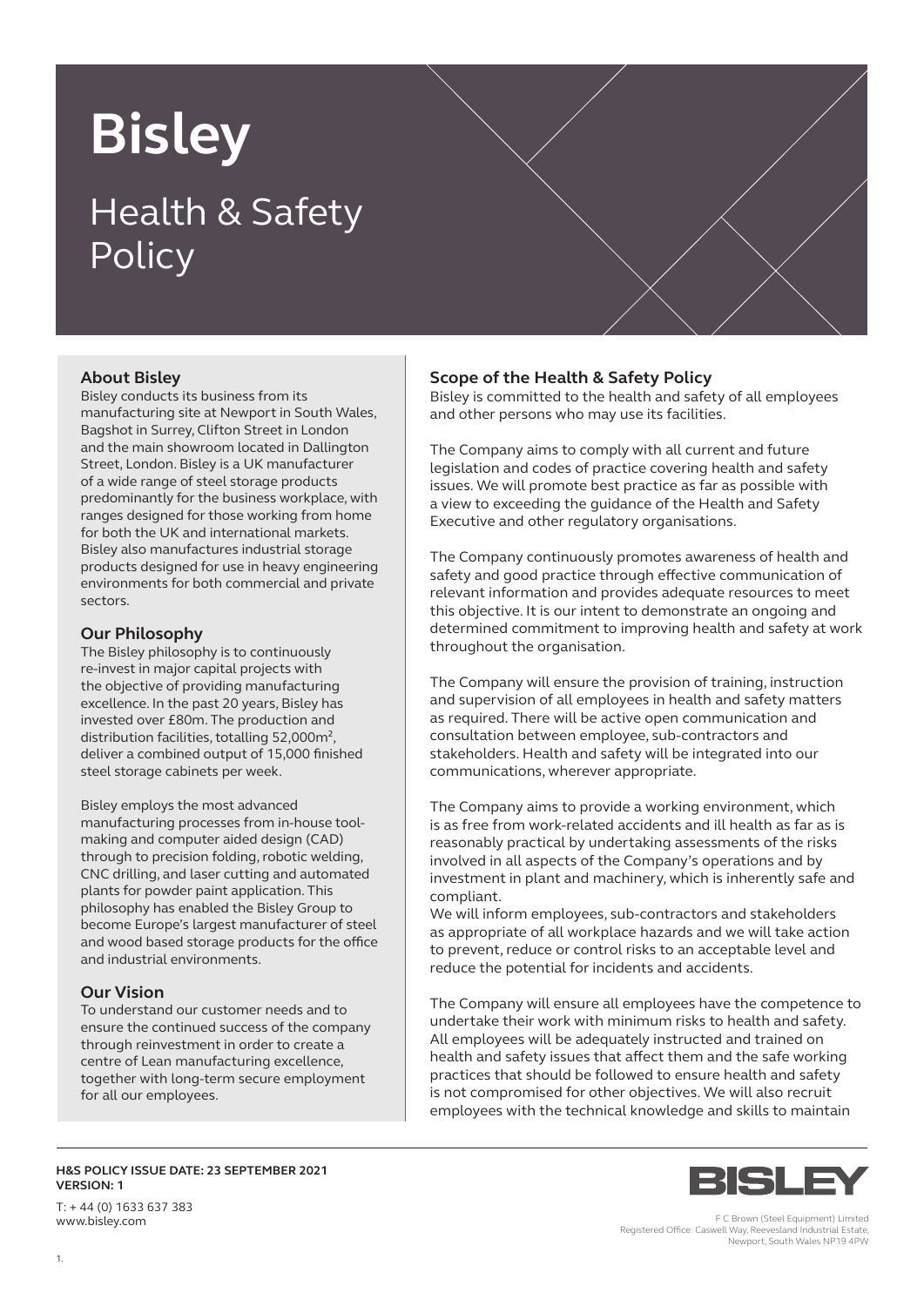# Bisley

## Health & Safety Policy

### About Bisley

Bisley conducts its business from its manufacturing site at Newport in South Wales, Bagshot in Surrey, Clifton Street in London and the main showroom located in Dallington Street, London. Bisley is a UK manufacturer of a wide range of steel storage products predominantly for the business workplace, with ranges designed for those working from home for both the UK and international markets. Bisley also manufactures industrial storage products designed for use in heavy engineering environments for both commercial and private sectors.

### Our Philosophy

The Bisley philosophy is to continuously re-invest in major capital projects with the objective of providing manufacturing excellence. In the past 20 years, Bisley has invested over £80m. The production and distribution facilities, totalling 52,000m$^2$, deliver a combined output of 15,000 finished steel storage cabinets per week.

Bisley employs the most advanced manufacturing processes from in-house tool-making and computer aided design (CAD) through to precision folding, robotic welding, CNC drilling, and laser cutting and automated plants for powder paint application. This philosophy has enabled the Bisley Group to become Europe's largest manufacturer of steel and wood based storage products for the office and industrial environments.

### Our Vision

To understand our customer needs and to ensure the continued success of the company through reinvestment in order to create a centre of Lean manufacturing excellence, together with long-term secure employment for all our employees.

### Scope of the Health & Safety Policy

Bisley is committed to the health and safety of all employees and other persons who may use its facilities.

The Company aims to comply with all current and future legislation and codes of practice covering health and safety issues. We will promote best practice as far as possible with a view to exceeding the guidance of the Health and Safety Executive and other regulatory organisations.

The Company continuously promotes awareness of health and safety and good practice through effective communication of relevant information and provides adequate resources to meet this objective. It is our intent to demonstrate an ongoing and determined commitment to improving health and safety at work throughout the organisation.

The Company will ensure the provision of training, instruction and supervision of all employees in health and safety matters as required. There will be active open communication and consultation between employee, sub-contractors and stakeholders. Health and safety will be integrated into our communications, wherever appropriate.

The Company aims to provide a working environment, which is as free from work-related accidents and ill health as far as is reasonably practical by undertaking assessments of the risks involved in all aspects of the Company's operations and by investment in plant and machinery, which is inherently safe and compliant.

We will inform employees, sub-contractors and stakeholders as appropriate of all workplace hazards and we will take action to prevent, reduce or control risks to an acceptable level and reduce the potential for incidents and accidents.

The Company will ensure all employees have the competence to undertake their work with minimum risks to health and safety. All employees will be adequately instructed and trained on health and safety issues that affect them and the safe working practices that should be followed to ensure health and safety is not compromised for other objectives. We will also recruit employees with the technical knowledge and skills to maintain

**H&S POLICY ISSUE DATE: 23 SEPTEMBER 2021**
**VERSION: 1**

T: + 44 (0) 1633 637 383
www.bisley.com

F C Brown (Steel Equipment) Limited
Registered Office: Caswell Way, Reevesland Industrial Estate, Newport, South Wales NP19 4PW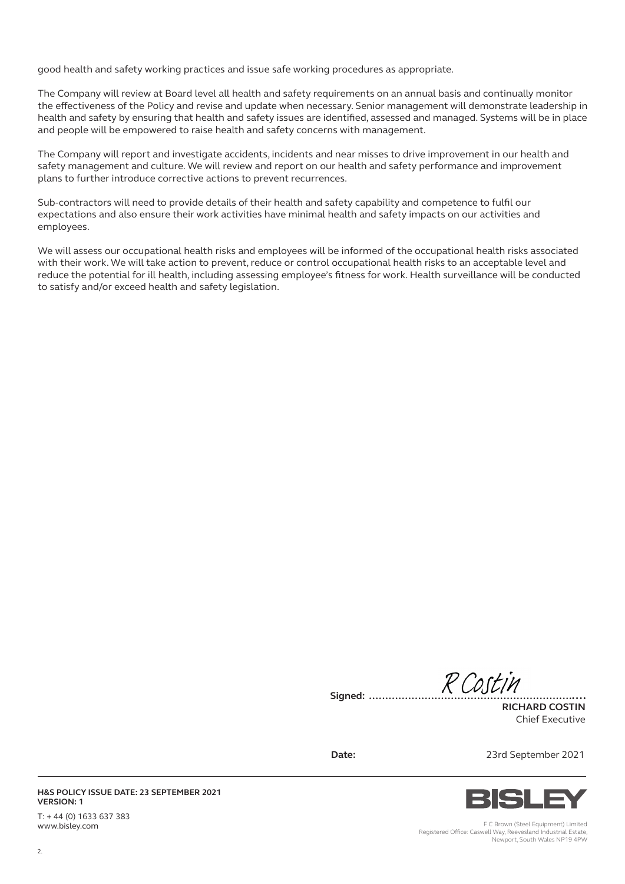good health and safety working practices and issue safe working procedures as appropriate.

The Company will review at Board level all health and safety requirements on an annual basis and continually monitor the effectiveness of the Policy and revise and update when necessary. Senior management will demonstrate leadership in health and safety by ensuring that health and safety issues are identified, assessed and managed. Systems will be in place and people will be empowered to raise health and safety concerns with management.

The Company will report and investigate accidents, incidents and near misses to drive improvement in our health and safety management and culture. We will review and report on our health and safety performance and improvement plans to further introduce corrective actions to prevent recurrences.

Sub-contractors will need to provide details of their health and safety capability and competence to fulfil our expectations and also ensure their work activities have minimal health and safety impacts on our activities and employees.

We will assess our occupational health risks and employees will be informed of the occupational health risks associated with their work. We will take action to prevent, reduce or control occupational health risks to an acceptable level and reduce the potential for ill health, including assessing employee's fitness for work. Health surveillance will be conducted to satisfy and/or exceed health and safety legislation.

**Signed:** R Costin

**RICHARD COSTIN**
Chief Executive

**Date:** 23rd September 2021

**H&S POLICY ISSUE DATE: 23 SEPTEMBER 2021**
**VERSION: 1**

T: + 44 (0) 1633 637 383
www.bisley.com

BISLEY

F C Brown (Steel Equipment) Limited
Registered Office: Caswell Way, Reevesland Industrial Estate,
Newport, South Wales NP19 4PW